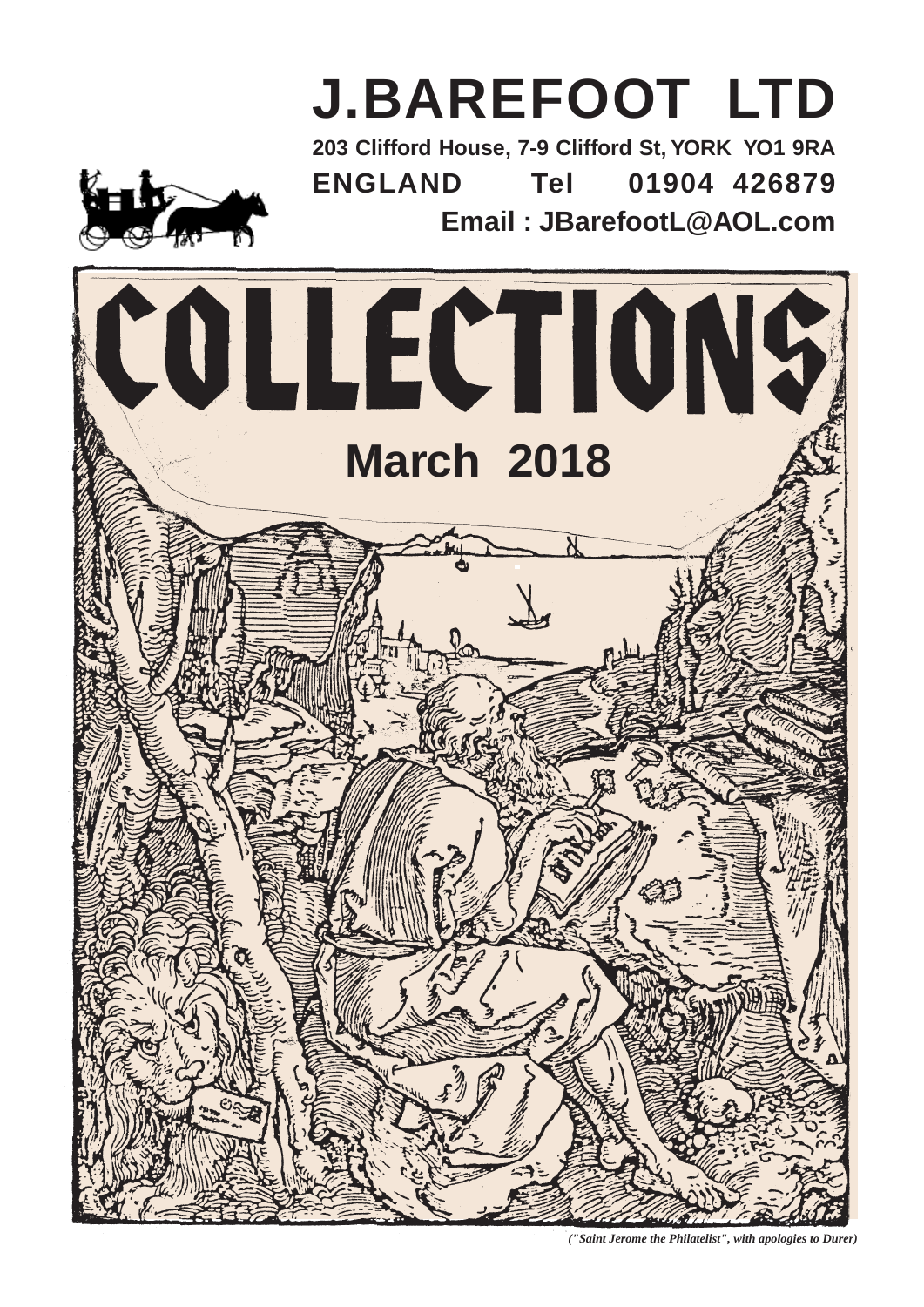# J.BAREFOOT LTD

**203 Clifford House, 7-9 Clifford St, YORK YO1 9RA**

**ENGLAND Tel 01904 426879**

**Email : JBarefootL@AOL.com**

# COLLECTIONS

## March 2018

*("Saint Jerome the Philatelist", with apologies to Durer)*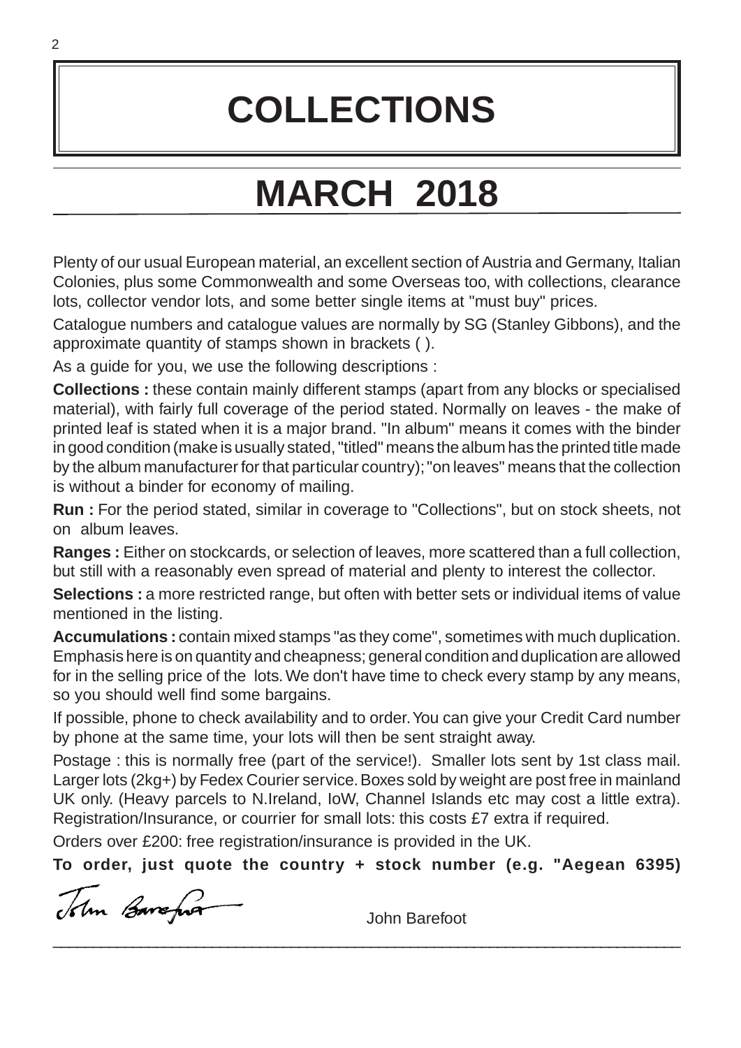# COLLECTIONS

## MARCH 2018

Plenty of our usual European material, an excellent section of Austria and Germany, Italian Colonies, plus some Commonwealth and some Overseas too, with collections, clearance lots, collector vendor lots, and some better single items at "must buy" prices.

Catalogue numbers and catalogue values are normally by SG (Stanley Gibbons), and the approximate quantity of stamps shown in brackets ( ).

As a guide for you, we use the following descriptions :

**Collections :** these contain mainly different stamps (apart from any blocks or specialised material), with fairly full coverage of the period stated. Normally on leaves - the make of printed leaf is stated when it is a major brand. "In album" means it comes with the binder in good condition (make is usually stated, "titled" means the album has the printed title made by the album manufacturer for that particular country); "on leaves" means that the collection is without a binder for economy of mailing.

**Run :** For the period stated, similar in coverage to "Collections", but on stock sheets, not on album leaves.

**Ranges :** Either on stockcards, or selection of leaves, more scattered than a full collection, but still with a reasonably even spread of material and plenty to interest the collector.

**Selections :** a more restricted range, but often with better sets or individual items of value mentioned in the listing.

**Accumulations :** contain mixed stamps "as they come", sometimes with much duplication. Emphasis here is on quantity and cheapness; general condition and duplication are allowed for in the selling price of the lots. We don't have time to check every stamp by any means, so you should well find some bargains.

If possible, phone to check availability and to order. You can give your Credit Card number by phone at the same time, your lots will then be sent straight away.

Postage : this is normally free (part of the service!). Smaller lots sent by 1st class mail. Larger lots (2kg+) by Fedex Courier service. Boxes sold by weight are post free in mainland UK only. (Heavy parcels to N.Ireland, IoW, Channel Islands etc may cost a little extra). Registration/Insurance, or courrier for small lots: this costs £7 extra if required.

Orders over £200: free registration/insurance is provided in the UK.

**To order, just quote the country + stock number (e.g. "Aegean 6395)**

John Barefoot

John Barefoot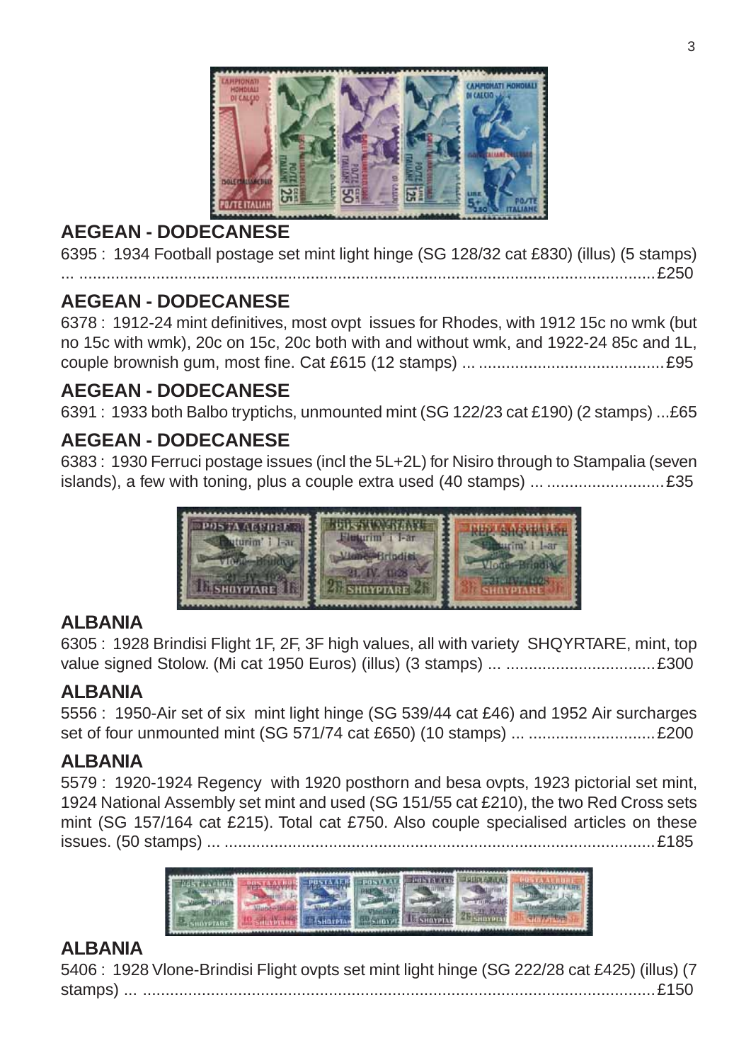## AEGEAN - DODECANESE

6395 : 1934 Football postage set mint light hinge (SG 128/32 cat £830) (illus) (5 stamps) ... ............................................................................................................................£250

## AEGEAN - DODECANESE

6378 : 1912-24 mint definitives, most ovpt issues for Rhodes, with 1912 15c no wmk (but no 15c with wmk), 20c on 15c, 20c both with and without wmk, and 1922-24 85c and 1L, couple brownish gum, most fine. Cat £615 (12 stamps) ... .........................................£95

## AEGEAN - DODECANESE

6391 : 1933 both Balbo tryptichs, unmounted mint (SG 122/23 cat £190) (2 stamps) ...£65

## AEGEAN - DODECANESE

6383 : 1930 Ferruci postage issues (incl the 5L+2L) for Nisiro through to Stampalia (seven islands), a few with toning, plus a couple extra used (40 stamps) ... ..........................£35

## ALBANIA

6305 : 1928 Brindisi Flight 1F, 2F, 3F high values, all with variety SHQYRTARE, mint, top value signed Stolow. (Mi cat 1950 Euros) (illus) (3 stamps) ... ................................£300

## ALBANIA

5556 : 1950-Air set of six mint light hinge (SG 539/44 cat £46) and 1952 Air surcharges set of four unmounted mint (SG 571/74 cat £650) (10 stamps) ... ...........................£200

## ALBANIA

5579 : 1920-1924 Regency with 1920 posthorn and besa ovpts, 1923 pictorial set mint, 1924 National Assembly set mint and used (SG 151/55 cat £210), the two Red Cross sets mint (SG 157/164 cat £215). Total cat £750. Also couple specialised articles on these issues. (50 stamps) ... ..............................................................................................£185

## ALBANIA

5406 : 1928 Vlone-Brindisi Flight ovpts set mint light hinge (SG 222/28 cat £425) (illus) (7 stamps) ... ..................................................................................................................£150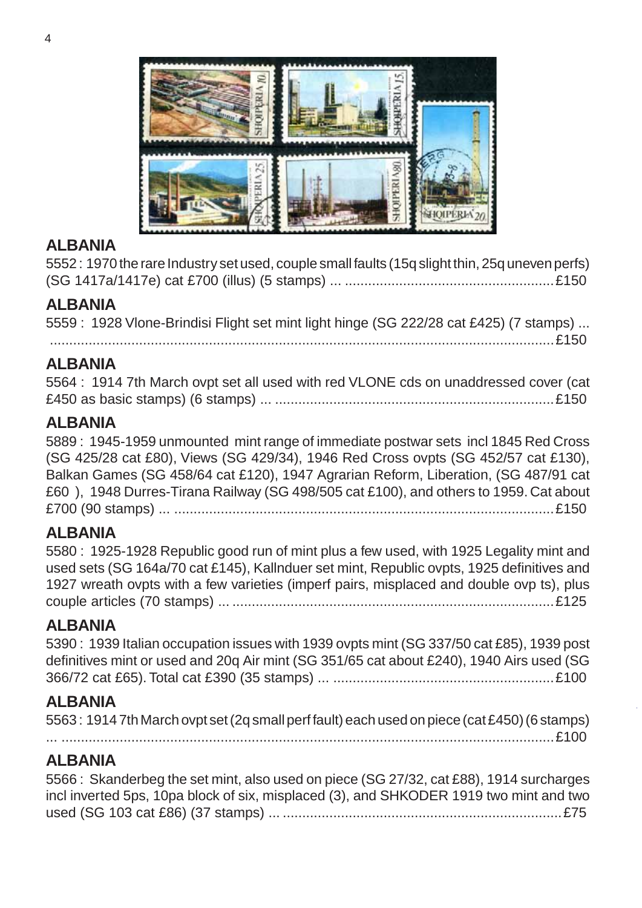## ALBANIA

5552 : 1970 the rare Industry set used, couple small faults (15q slight thin, 25q uneven perfs) (SG 1417a/1417e) cat £700 (illus) (5 stamps) ... ....................................................£150

## ALBANIA

5559 : 1928 Vlone-Brindisi Flight set mint light hinge (SG 222/28 cat £425) (7 stamps) ... ..................................................................................................................£150

## ALBANIA

5564 : 1914 7th March ovpt set all used with red VLONE cds on unaddressed cover (cat £450 as basic stamps) (6 stamps) ... .......................................................................£150

## ALBANIA

5889 : 1945-1959 unmounted mint range of immediate postwar sets incl 1845 Red Cross (SG 425/28 cat £80), Views (SG 429/34), 1946 Red Cross ovpts (SG 452/57 cat £130), Balkan Games (SG 458/64 cat £120), 1947 Agrarian Reform, Liberation, (SG 487/91 cat £60 ), 1948 Durres-Tirana Railway (SG 498/505 cat £100), and others to 1959. Cat about £700 (90 stamps) ... ..................................................................................................£150

## ALBANIA

5580 : 1925-1928 Republic good run of mint plus a few used, with 1925 Legality mint and used sets (SG 164a/70 cat £145), Kallnduer set mint, Republic ovpts, 1925 definitives and 1927 wreath ovpts with a few varieties (imperf pairs, misplaced and double ovp ts), plus couple articles (70 stamps) ... ..................................................................................£125

## ALBANIA

5390 : 1939 Italian occupation issues with 1939 ovpts mint (SG 337/50 cat £85), 1939 post definitives mint or used and 20q Air mint (SG 351/65 cat about £240), 1940 Airs used (SG 366/72 cat £65). Total cat £390 (35 stamps) ... ........................................................£100

## ALBANIA

5563 : 1914 7th March ovpt set (2q small perf fault) each used on piece (cat £450) (6 stamps) ... ..................................................................................................................£100

## ALBANIA

5566 : Skanderbeg the set mint, also used on piece (SG 27/32, cat £88), 1914 surcharges incl inverted 5ps, 10pa block of six, misplaced (3), and SHKODER 1919 two mint and two used (SG 103 cat £86) (37 stamps) ... .........................................................................£75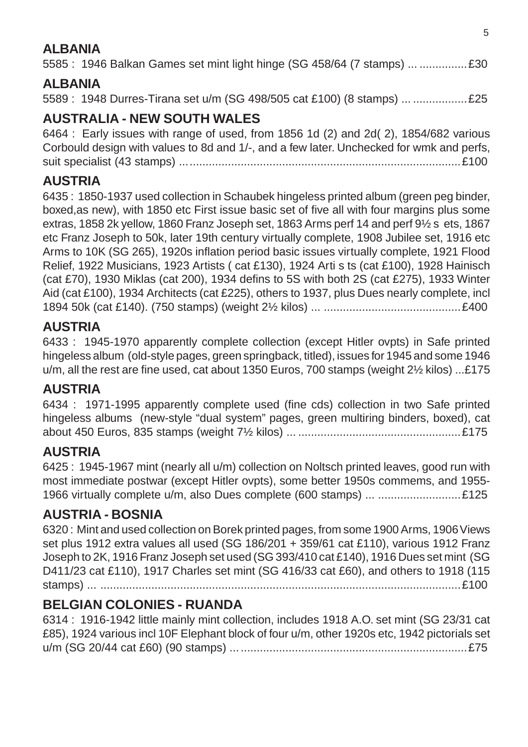## ALBANIA

5585 : 1946 Balkan Games set mint light hinge (SG 458/64 (7 stamps) ... ...............£30

## ALBANIA

5589 : 1948 Durres-Tirana set u/m (SG 498/505 cat £100) (8 stamps) ... .................£25

## AUSTRALIA - NEW SOUTH WALES

6464 : Early issues with range of used, from 1856 1d (2) and 2d( 2), 1854/682 various Corbould design with values to 8d and 1/-, and a few later. Unchecked for wmk and perfs, suit specialist (43 stamps) ... ......................................................................................£100

## AUSTRIA

6435 : 1850-1937 used collection in Schaubek hingeless printed album (green peg binder, boxed,as new), with 1850 etc First issue basic set of five all with four margins plus some extras, 1858 2k yellow, 1860 Franz Joseph set, 1863 Arms perf 14 and perf 9½ s ets, 1867 etc Franz Joseph to 50k, later 19th century virtually complete, 1908 Jubilee set, 1916 etc Arms to 10K (SG 265), 1920s inflation period basic issues virtually complete, 1921 Flood Relief, 1922 Musicians, 1923 Artists ( cat £130), 1924 Arti s ts (cat £100), 1928 Hainisch (cat £70), 1930 Miklas (cat 200), 1934 defins to 5S with both 2S (cat £275), 1933 Winter Aid (cat £100), 1934 Architects (cat £225), others to 1937, plus Dues nearly complete, incl 1894 50k (cat £140). (750 stamps) (weight 2½ kilos) ... ..........................................£400

## AUSTRIA

6433 : 1945-1970 apparently complete collection (except Hitler ovpts) in Safe printed hingeless album (old-style pages, green springback, titled), issues for 1945 and some 1946 u/m, all the rest are fine used, cat about 1350 Euros, 700 stamps (weight 2½ kilos) ...£175

## AUSTRIA

6434 : 1971-1995 apparently complete used (fine cds) collection in two Safe printed hingeless albums (new-style "dual system" pages, green multiring binders, boxed), cat about 450 Euros, 835 stamps (weight 7½ kilos) ... ..................................................£175

## AUSTRIA

6425 : 1945-1967 mint (nearly all u/m) collection on Noltsch printed leaves, good run with most immediate postwar (except Hitler ovpts), some better 1950s commems, and 1955-1966 virtually complete u/m, also Dues complete (600 stamps) ... .........................£125

## AUSTRIA - BOSNIA

6320 : Mint and used collection on Borek printed pages, from some 1900 Arms, 1906 Views set plus 1912 extra values all used (SG 186/201 + 359/61 cat £110), various 1912 Franz Joseph to 2K, 1916 Franz Joseph set used (SG 393/410 cat £140), 1916 Dues set mint (SG D411/23 cat £110), 1917 Charles set mint (SG 416/33 cat £60), and others to 1918 (115 stamps) ... ..................................................................................................................£100

## BELGIAN COLONIES - RUANDA

6314 : 1916-1942 little mainly mint collection, includes 1918 A.O. set mint (SG 23/31 cat £85), 1924 various incl 10F Elephant block of four u/m, other 1920s etc, 1942 pictorials set u/m (SG 20/44 cat £60) (90 stamps) ... ......................................................................£75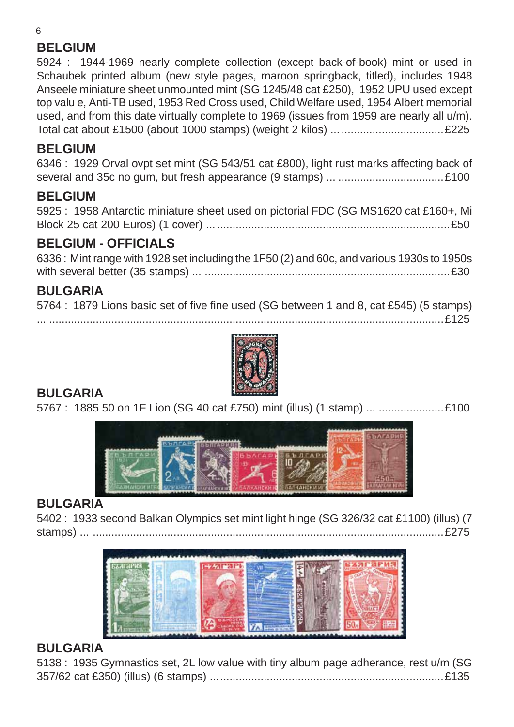## BELGIUM

5924 : 1944-1969 nearly complete collection (except back-of-book) mint or used in Schaubek printed album (new style pages, maroon springback, titled), includes 1948 Anseele miniature sheet unmounted mint (SG 1245/48 cat £250), 1952 UPU used except top valu e, Anti-TB used, 1953 Red Cross used, Child Welfare used, 1954 Albert memorial used, and from this date virtually complete to 1969 (issues from 1959 are nearly all u/m). Total cat about £1500 (about 1000 stamps) (weight 2 kilos) ... ................................£225

## BELGIUM

6346 : 1929 Orval ovpt set mint (SG 543/51 cat £800), light rust marks affecting back of several and 35c no gum, but fresh appearance (9 stamps) ... .................................£100

## BELGIUM

5925 : 1958 Antarctic miniature sheet used on pictorial FDC (SG MS1620 cat £160+, Mi Block 25 cat 200 Euros) (1 cover) ... ..........................................................................£50

## BELGIUM - OFFICIALS

6336 : Mint range with 1928 set including the 1F50 (2) and 60c, and various 1930s to 1950s with several better (35 stamps) ... ..............................................................................£30

## BULGARIA

5764 : 1879 Lions basic set of five fine used (SG between 1 and 8, cat £545) (5 stamps) ... ...................................................................................................................£125

## BULGARIA

5767 : 1885 50 on 1F Lion (SG 40 cat £750) mint (illus) (1 stamp) ... ....................£100

## BULGARIA

5402 : 1933 second Balkan Olympics set mint light hinge (SG 326/32 cat £1100) (illus) (7 stamps) ... ...................................................................................................£275

## BULGARIA

5138 : 1935 Gymnastics set, 2L low value with tiny album page adherance, rest u/m (SG 357/62 cat £350) (illus) (6 stamps) ... .......................................................................£135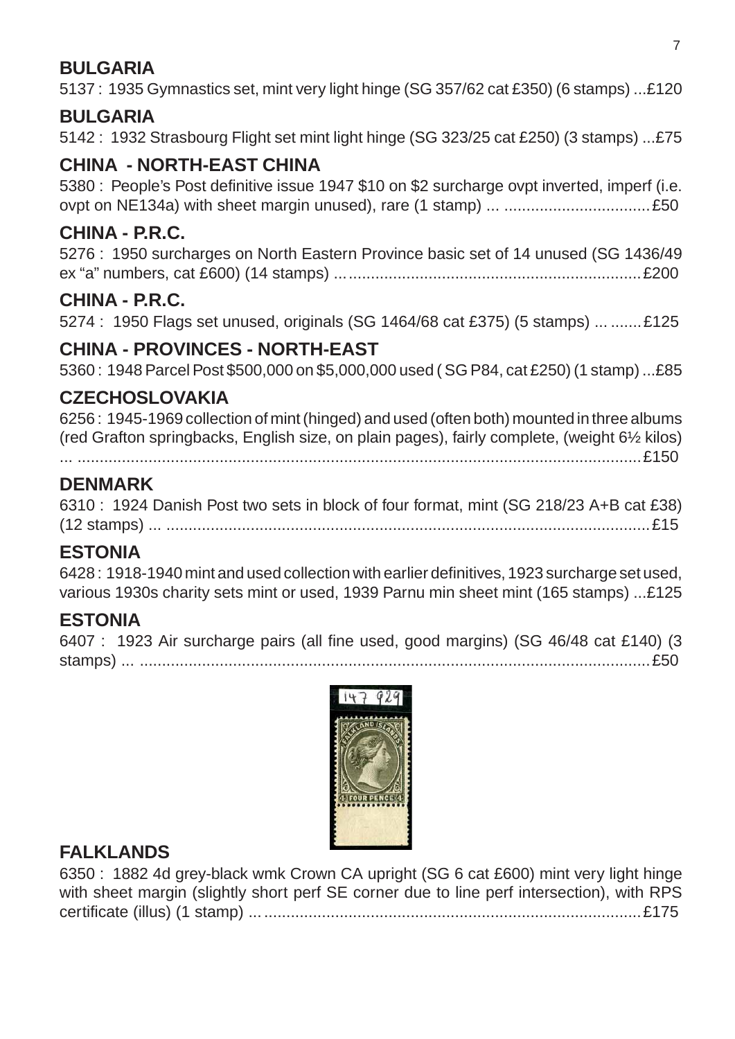## BULGARIA

5137 : 1935 Gymnastics set, mint very light hinge (SG 357/62 cat £350) (6 stamps) ...£120

## BULGARIA

5142 : 1932 Strasbourg Flight set mint light hinge (SG 323/25 cat £250) (3 stamps) ...£75

## CHINA - NORTH-EAST CHINA

5380 : People's Post definitive issue 1947 $10 on $2 surcharge ovpt inverted, imperf (i.e. ovpt on NE134a) with sheet margin unused), rare (1 stamp) ... ..................................£50

## CHINA - P.R.C.

5276 : 1950 surcharges on North Eastern Province basic set of 14 unused (SG 1436/49 ex "a" numbers, cat £600) (14 stamps) ... ..................................................................£200

## CHINA - P.R.C.

5274 : 1950 Flags set unused, originals (SG 1464/68 cat £375) (5 stamps) ... .......£125

## CHINA - PROVINCES - NORTH-EAST

5360 : 1948 Parcel Post $500,000 on $5,000,000 used ( SG P84, cat £250) (1 stamp) ...£85

## CZECHOSLOVAKIA

6256 : 1945-1969 collection of mint (hinged) and used (often both) mounted in three albums (red Grafton springbacks, English size, on plain pages), fairly complete, (weight 6½ kilos) ... ...............................................................................................................................£150

## DENMARK

6310 : 1924 Danish Post two sets in block of four format, mint (SG 218/23 A+B cat £38) (12 stamps) ... ............................................................................................................£15

## ESTONIA

6428 : 1918-1940 mint and used collection with earlier definitives, 1923 surcharge set used, various 1930s charity sets mint or used, 1939 Parnu min sheet mint (165 stamps) ...£125

## ESTONIA

6407 : 1923 Air surcharge pairs (all fine used, good margins) (SG 46/48 cat £140) (3 stamps) ... ..................................................................................................................£50

## FALKLANDS

6350 : 1882 4d grey-black wmk Crown CA upright (SG 6 cat £600) mint very light hinge with sheet margin (slightly short perf SE corner due to line perf intersection), with RPS certificate (illus) (1 stamp) ... .....................................................................................£175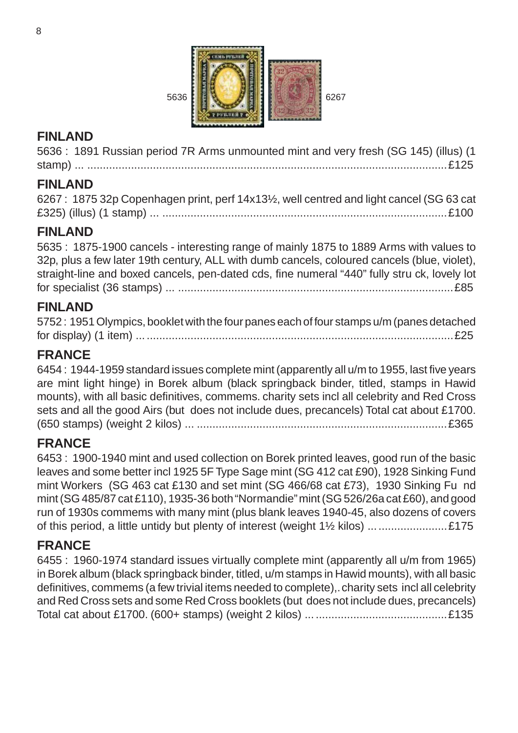5636 6267

## FINLAND

5636 : 1891 Russian period 7R Arms unmounted mint and very fresh (SG 145) (illus) (1 stamp) ... ....................................................................................................................£125

## FINLAND

6267 : 1875 32p Copenhagen print, perf 14x13½, well centred and light cancel (SG 63 cat £325) (illus) (1 stamp) ... ..........................................................................................£100

## FINLAND

5635 : 1875-1900 cancels - interesting range of mainly 1875 to 1889 Arms with values to 32p, plus a few later 19th century, ALL with dumb cancels, coloured cancels (blue, violet), straight-line and boxed cancels, pen-dated cds, fine numeral "440" fully stru ck, lovely lot for specialist (36 stamps) ... .......................................................................................£85

## FINLAND

5752 : 1951 Olympics, booklet with the four panes each of four stamps u/m (panes detached for display) (1 item) ... .................................................................................................£25

## FRANCE

6454 : 1944-1959 standard issues complete mint (apparently all u/m to 1955, last five years are mint light hinge) in Borek album (black springback binder, titled, stamps in Hawid mounts), with all basic definitives, commems. charity sets incl all celebrity and Red Cross sets and all the good Airs (but does not include dues, precancels) Total cat about £1700. (650 stamps) (weight 2 kilos) ... ...............................................................................£365

## FRANCE

6453 : 1900-1940 mint and used collection on Borek printed leaves, good run of the basic leaves and some better incl 1925 5F Type Sage mint (SG 412 cat £90), 1928 Sinking Fund mint Workers (SG 463 cat £130 and set mint (SG 466/68 cat £73), 1930 Sinking Fu nd mint (SG 485/87 cat £110), 1935-36 both "Normandie" mint (SG 526/26a cat £60), and good run of 1930s commems with many mint (plus blank leaves 1940-45, also dozens of covers of this period, a little untidy but plenty of interest (weight 1½ kilos) ... ......................£175

## FRANCE

6455 : 1960-1974 standard issues virtually complete mint (apparently all u/m from 1965) in Borek album (black springback binder, titled, u/m stamps in Hawid mounts), with all basic definitives, commems (a few trivial items needed to complete),. charity sets incl all celebrity and Red Cross sets and some Red Cross booklets (but does not include dues, precancels) Total cat about £1700. (600+ stamps) (weight 2 kilos) ... ..........................................£135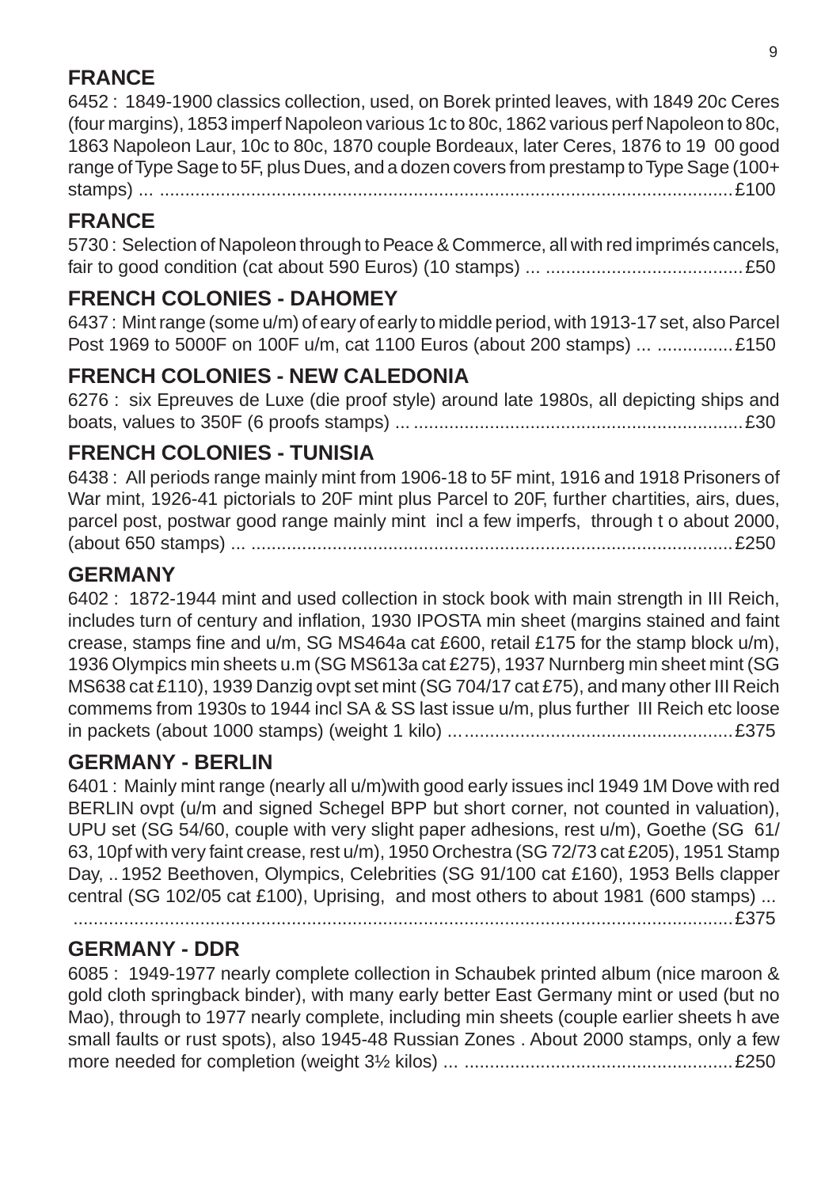## FRANCE

6452 : 1849-1900 classics collection, used, on Borek printed leaves, with 1849 20c Ceres (four margins), 1853 imperf Napoleon various 1c to 80c, 1862 various perf Napoleon to 80c, 1863 Napoleon Laur, 10c to 80c, 1870 couple Bordeaux, later Ceres, 1876 to 19 00 good range of Type Sage to 5F, plus Dues, and a dozen covers from prestamp to Type Sage (100+ stamps) ... ..................................................................................................................£100

## FRANCE

5730 : Selection of Napoleon through to Peace & Commerce, all with red imprimés cancels, fair to good condition (cat about 590 Euros) (10 stamps) ... .......................................£50

## FRENCH COLONIES - DAHOMEY

6437 : Mint range (some u/m) of eary of early to middle period, with 1913-17 set, also Parcel Post 1969 to 5000F on 100F u/m, cat 1100 Euros (about 200 stamps) ... ...............£150

## FRENCH COLONIES - NEW CALEDONIA

6276 : six Epreuves de Luxe (die proof style) around late 1980s, all depicting ships and boats, values to 350F (6 proofs stamps) ... .................................................................£30

## FRENCH COLONIES - TUNISIA

6438 : All periods range mainly mint from 1906-18 to 5F mint, 1916 and 1918 Prisoners of War mint, 1926-41 pictorials to 20F mint plus Parcel to 20F, further chartities, airs, dues, parcel post, postwar good range mainly mint incl a few imperfs, through t o about 2000, (about 650 stamps) ... ..............................................................................................£250

## GERMANY

6402 : 1872-1944 mint and used collection in stock book with main strength in III Reich, includes turn of century and inflation, 1930 IPOSTA min sheet (margins stained and faint crease, stamps fine and u/m, SG MS464a cat £600, retail £175 for the stamp block u/m), 1936 Olympics min sheets u.m (SG MS613a cat £275), 1937 Nurnberg min sheet mint (SG MS638 cat £110), 1939 Danzig ovpt set mint (SG 704/17 cat £75), and many other III Reich commems from 1930s to 1944 incl SA & SS last issue u/m, plus further III Reich etc loose in packets (about 1000 stamps) (weight 1 kilo) ... ....................................................£375

## GERMANY - BERLIN

6401 : Mainly mint range (nearly all u/m)with good early issues incl 1949 1M Dove with red BERLIN ovpt (u/m and signed Schegel BPP but short corner, not counted in valuation), UPU set (SG 54/60, couple with very slight paper adhesions, rest u/m), Goethe (SG 61/ 63, 10pf with very faint crease, rest u/m), 1950 Orchestra (SG 72/73 cat £205), 1951 Stamp Day, .. 1952 Beethoven, Olympics, Celebrities (SG 91/100 cat £160), 1953 Bells clapper central (SG 102/05 cat £100), Uprising, and most others to about 1981 (600 stamps) ... ...................................................................................................................................£375

## GERMANY - DDR

6085 : 1949-1977 nearly complete collection in Schaubek printed album (nice maroon & gold cloth springback binder), with many early better East Germany mint or used (but no Mao), through to 1977 nearly complete, including min sheets (couple earlier sheets h ave small faults or rust spots), also 1945-48 Russian Zones . About 2000 stamps, only a few more needed for completion (weight 3½ kilos) ... ....................................................£250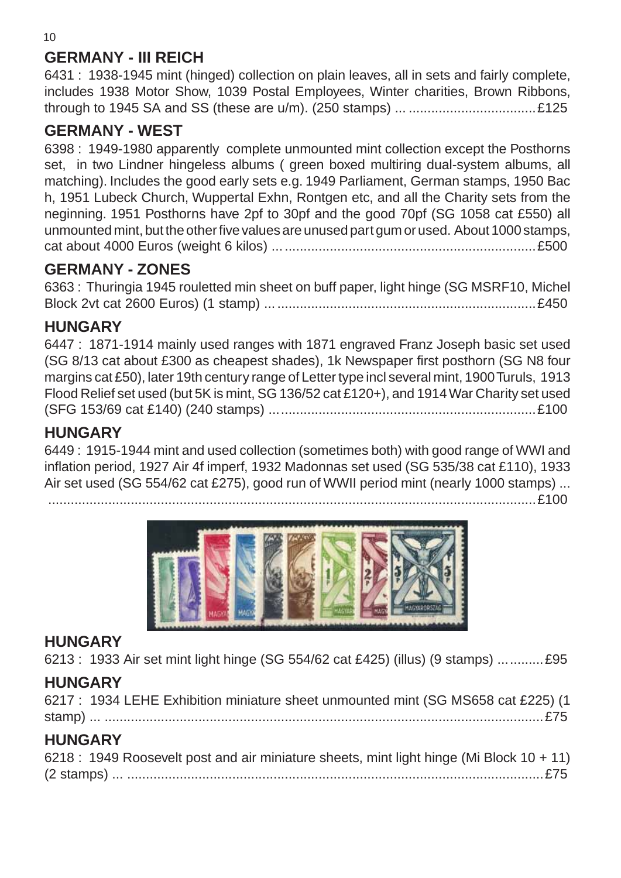## GERMANY - III REICH

6431 : 1938-1945 mint (hinged) collection on plain leaves, all in sets and fairly complete, includes 1938 Motor Show, 1039 Postal Employees, Winter charities, Brown Ribbons, through to 1945 SA and SS (these are u/m). (250 stamps) ... .................................£125

## GERMANY - WEST

6398 : 1949-1980 apparently complete unmounted mint collection except the Posthorns set, in two Lindner hingeless albums ( green boxed multiring dual-system albums, all matching). Includes the good early sets e.g. 1949 Parliament, German stamps, 1950 Bac h, 1951 Lubeck Church, Wuppertal Exhn, Rontgen etc, and all the Charity sets from the neginning. 1951 Posthorns have 2pf to 30pf and the good 70pf (SG 1058 cat £550) all unmounted mint, but the other five values are unused part gum or used. About 1000 stamps, cat about 4000 Euros (weight 6 kilos) ... .................................................................£500

## GERMANY - ZONES

6363 : Thuringia 1945 rouletted min sheet on buff paper, light hinge (SG MSRF10, Michel Block 2vt cat 2600 Euros) (1 stamp) ... ....................................................................£450

## HUNGARY

6447 : 1871-1914 mainly used ranges with 1871 engraved Franz Joseph basic set used (SG 8/13 cat about £300 as cheapest shades), 1k Newspaper first posthorn (SG N8 four margins cat £50), later 19th century range of Letter type incl several mint, 1900 Turuls, 1913 Flood Relief set used (but 5K is mint, SG 136/52 cat £120+), and 1914 War Charity set used (SFG 153/69 cat £140) (240 stamps) ... ...................................................................£100

## HUNGARY

6449 : 1915-1944 mint and used collection (sometimes both) with good range of WWI and inflation period, 1927 Air 4f imperf, 1932 Madonnas set used (SG 535/38 cat £110), 1933 Air set used (SG 554/62 cat £275), good run of WWII period mint (nearly 1000 stamps) ... ........................................................................................................................£100

## HUNGARY

6213 : 1933 Air set mint light hinge (SG 554/62 cat £425) (illus) (9 stamps) ... .........£95

## HUNGARY

6217 : 1934 LEHE Exhibition miniature sheet unmounted mint (SG MS658 cat £225) (1 stamp) ... ....................................................................................................................£75

## HUNGARY

6218 : 1949 Roosevelt post and air miniature sheets, mint light hinge (Mi Block 10 + 11) (2 stamps) ... ..............................................................................................................£75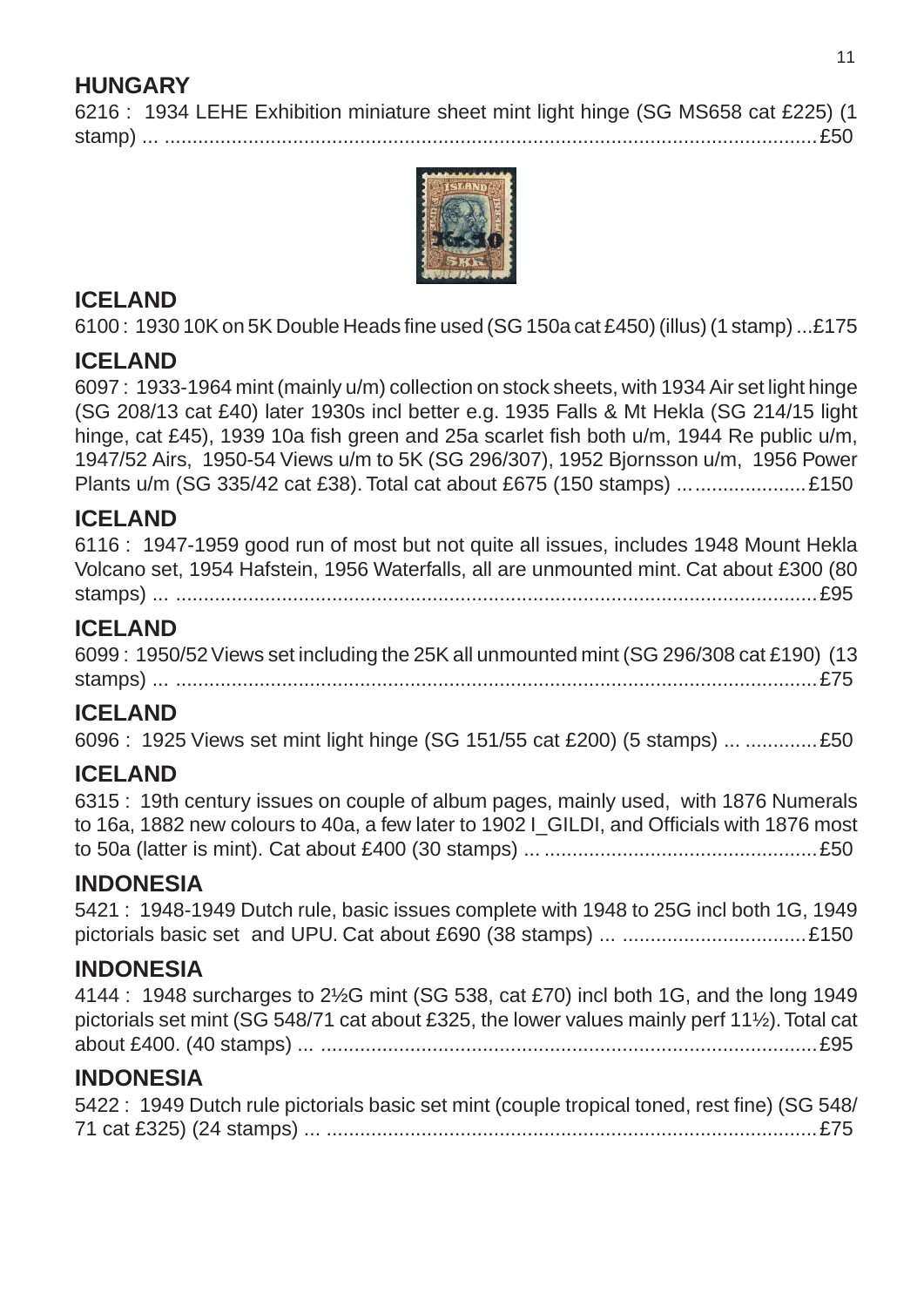## HUNGARY

6216 : 1934 LEHE Exhibition miniature sheet mint light hinge (SG MS658 cat £225) (1 stamp) ... .......................................................................................................................£50

## ICELAND

6100 : 1930 10K on 5K Double Heads fine used (SG 150a cat £450) (illus) (1 stamp) ...£175

## ICELAND

6097 : 1933-1964 mint (mainly u/m) collection on stock sheets, with 1934 Air set light hinge (SG 208/13 cat £40) later 1930s incl better e.g. 1935 Falls & Mt Hekla (SG 214/15 light hinge, cat £45), 1939 10a fish green and 25a scarlet fish both u/m, 1944 Re public u/m, 1947/52 Airs, 1950-54 Views u/m to 5K (SG 296/307), 1952 Bjornsson u/m, 1956 Power Plants u/m (SG 335/42 cat £38). Total cat about £675 (150 stamps) ... ....................£150

## ICELAND

6116 : 1947-1959 good run of most but not quite all issues, includes 1948 Mount Hekla Volcano set, 1954 Hafstein, 1956 Waterfalls, all are unmounted mint. Cat about £300 (80 stamps) ... ....................................................................................................................£95

## ICELAND

6099 : 1950/52 Views set including the 25K all unmounted mint (SG 296/308 cat £190) (13 stamps) ... ....................................................................................................................£75

## ICELAND

6096 : 1925 Views set mint light hinge (SG 151/55 cat £200) (5 stamps) ... .............£50

## ICELAND

6315 : 19th century issues on couple of album pages, mainly used, with 1876 Numerals to 16a, 1882 new colours to 40a, a few later to 1902 I_GILDI, and Officials with 1876 most to 50a (latter is mint). Cat about £400 (30 stamps) ... ................................................£50

## INDONESIA

5421 : 1948-1949 Dutch rule, basic issues complete with 1948 to 25G incl both 1G, 1949 pictorials basic set and UPU. Cat about £690 (38 stamps) ... .................................£150

## INDONESIA

4144 : 1948 surcharges to 2½G mint (SG 538, cat £70) incl both 1G, and the long 1949 pictorials set mint (SG 548/71 cat about £325, the lower values mainly perf 11½). Total cat about £400. (40 stamps) ... .........................................................................................£95

## INDONESIA

5422 : 1949 Dutch rule pictorials basic set mint (couple tropical toned, rest fine) (SG 548/71 cat £325) (24 stamps) ... .......................................................................................£75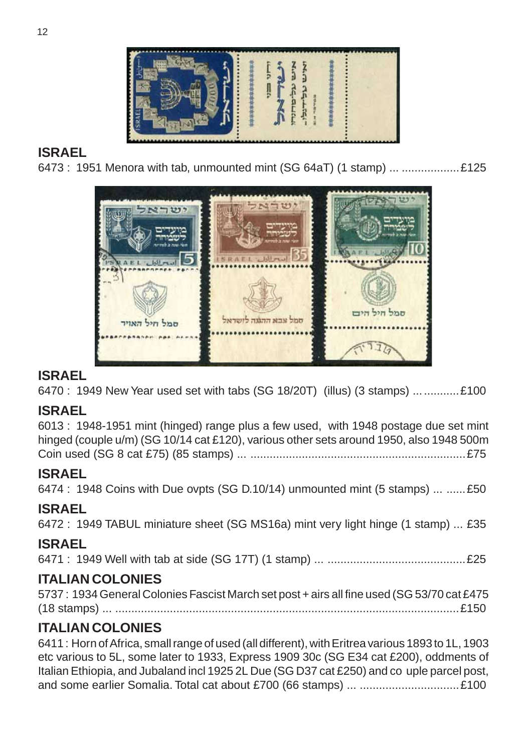## ISRAEL

6473 : 1951 Menora with tab, unmounted mint (SG 64aT) (1 stamp) ... .................£125

## ISRAEL

6470 : 1949 New Year used set with tabs (SG 18/20T) (illus) (3 stamps) ... ...........£100

## ISRAEL

6013 : 1948-1951 mint (hinged) range plus a few used, with 1948 postage due set mint hinged (couple u/m) (SG 10/14 cat £120), various other sets around 1950, also 1948 500m Coin used (SG 8 cat £75) (85 stamps) ... ..................................................................£75

## ISRAEL

6474 : 1948 Coins with Due ovpts (SG D.10/14) unmounted mint (5 stamps) ... ......£50

## ISRAEL

6472 : 1949 TABUL miniature sheet (SG MS16a) mint very light hinge (1 stamp) ... £35

## ISRAEL

6471 : 1949 Well with tab at side (SG 17T) (1 stamp) ... ...........................................£25

## ITALIAN COLONIES

5737 : 1934 General Colonies Fascist March set post + airs all fine used (SG 53/70 cat £475 (18 stamps) ... ..........................................................................................................£150

## ITALIAN COLONIES

6411 : Horn of Africa, small range of used (all different), with Eritrea various 1893 to 1L, 1903 etc various to 5L, some later to 1933, Express 1909 30c (SG E34 cat £200), oddments of Italian Ethiopia, and Jubaland incl 1925 2L Due (SG D37 cat £250) and co uple parcel post, and some earlier Somalia. Total cat about £700 (66 stamps) ... ...............................£100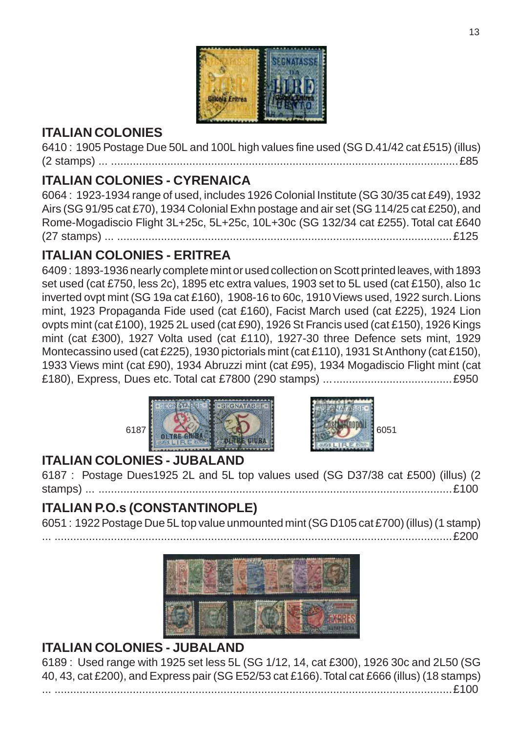## ITALIAN COLONIES

6410 : 1905 Postage Due 50L and 100L high values fine used (SG D.41/42 cat £515) (illus) (2 stamps) ... ..........................................................................................................£85

## ITALIAN COLONIES - CYRENAICA

6064 : 1923-1934 range of used, includes 1926 Colonial Institute (SG 30/35 cat £49), 1932 Airs (SG 91/95 cat £70), 1934 Colonial Exhn postage and air set (SG 114/25 cat £250), and Rome-Mogadiscio Flight 3L+25c, 5L+25c, 10L+30c (SG 132/34 cat £255). Total cat £640 (27 stamps) ... ..........................................................................................................£125

## ITALIAN COLONIES - ERITREA

6409 : 1893-1936 nearly complete mint or used collection on Scott printed leaves, with 1893 set used (cat £750, less 2c), 1895 etc extra values, 1903 set to 5L used (cat £150), also 1c inverted ovpt mint (SG 19a cat £160), 1908-16 to 60c, 1910 Views used, 1922 surch. Lions mint, 1923 Propaganda Fide used (cat £160), Facist March used (cat £225), 1924 Lion ovpts mint (cat £100), 1925 2L used (cat £90), 1926 St Francis used (cat £150), 1926 Kings mint (cat £300), 1927 Volta used (cat £110), 1927-30 three Defence sets mint, 1929 Montecassino used (cat £225), 1930 pictorials mint (cat £110), 1931 St Anthony (cat £150), 1933 Views mint (cat £90), 1934 Abruzzi mint (cat £95), 1934 Mogadiscio Flight mint (cat £180), Express, Dues etc. Total cat £7800 (290 stamps) ... ......................................£950

6187

6051

## ITALIAN COLONIES - JUBALAND

6187 : Postage Dues1925 2L and 5L top values used (SG D37/38 cat £500) (illus) (2 stamps) ... ..........................................................................................................£100

## ITALIAN P.O.s (CONSTANTINOPLE)

6051 : 1922 Postage Due 5L top value unmounted mint (SG D105 cat £700) (illus) (1 stamp) ... ..........................................................................................................£200

## ITALIAN COLONIES - JUBALAND

6189 : Used range with 1925 set less 5L (SG 1/12, 14, cat £300), 1926 30c and 2L50 (SG 40, 43, cat £200), and Express pair (SG E52/53 cat £166). Total cat £666 (illus) (18 stamps) ... ..........................................................................................................£100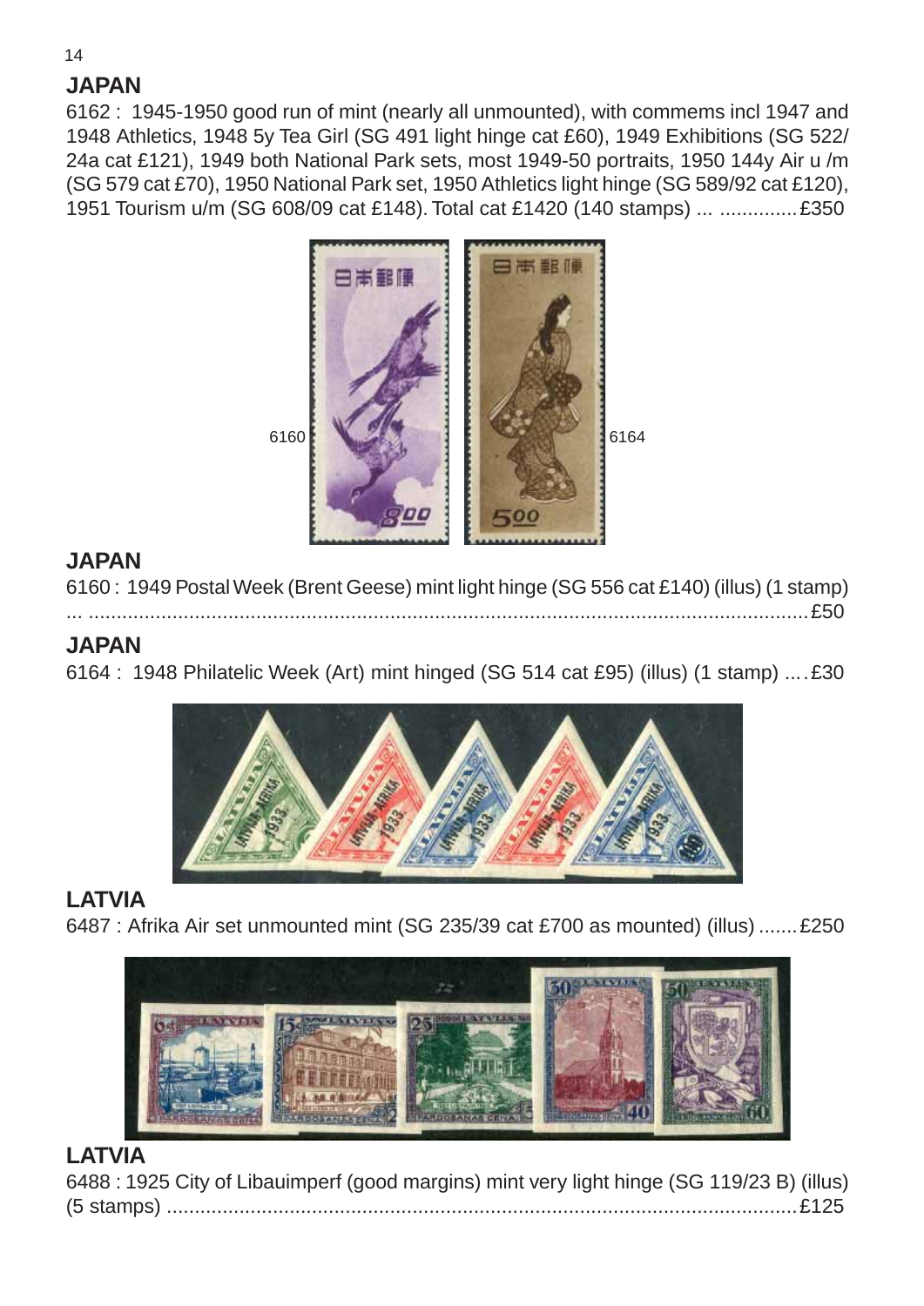## JAPAN

6162 : 1945-1950 good run of mint (nearly all unmounted), with commems incl 1947 and 1948 Athletics, 1948 5y Tea Girl (SG 491 light hinge cat £60), 1949 Exhibitions (SG 522/24a cat £121), 1949 both National Park sets, most 1949-50 portraits, 1950 144y Air u /m (SG 579 cat £70), 1950 National Park set, 1950 Athletics light hinge (SG 589/92 cat £120), 1951 Tourism u/m (SG 608/09 cat £148). Total cat £1420 (140 stamps) ... .............£350

6160 6164

## JAPAN

6160 : 1949 Postal Week (Brent Geese) mint light hinge (SG 556 cat £140) (illus) (1 stamp) ... .........................................................................................................................£50

## JAPAN

6164 : 1948 Philatelic Week (Art) mint hinged (SG 514 cat £95) (illus) (1 stamp) .... £30

## LATVIA

6487 : Afrika Air set unmounted mint (SG 235/39 cat £700 as mounted) (illus) .......£250

## LATVIA

6488 : 1925 City of Libauimperf (good margins) mint very light hinge (SG 119/23 B) (illus) (5 stamps) ..................................................................................................£125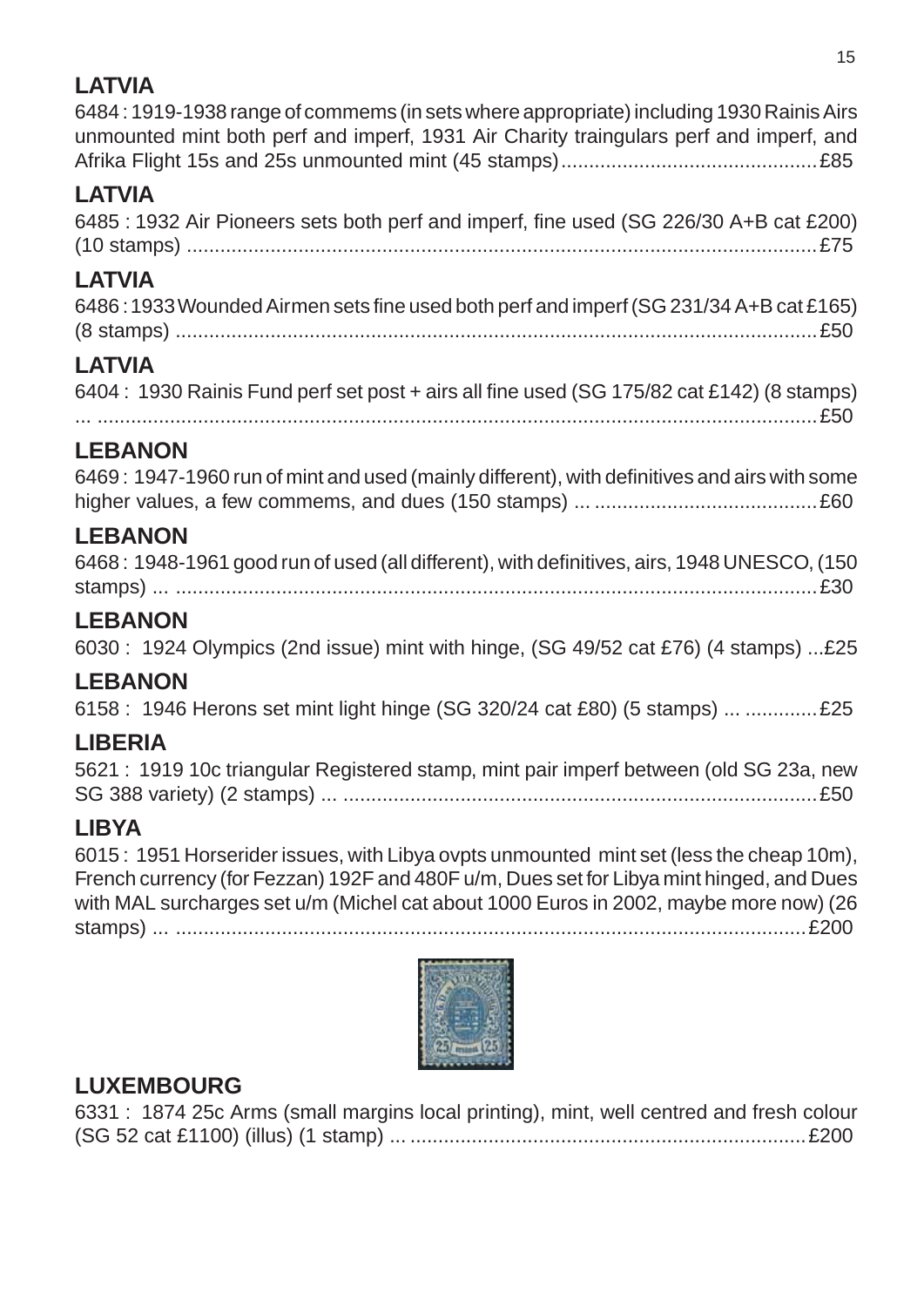## LATVIA

6484 : 1919-1938 range of commems (in sets where appropriate) including 1930 Rainis Airs unmounted mint both perf and imperf, 1931 Air Charity traingulars perf and imperf, and Afrika Flight 15s and 25s unmounted mint (45 stamps)............................................£85

## LATVIA

6485 : 1932 Air Pioneers sets both perf and imperf, fine used (SG 226/30 A+B cat £200) (10 stamps) ...............................................................................................................£75

## LATVIA

6486 : 1933 Wounded Airmen sets fine used both perf and imperf (SG 231/34 A+B cat £165) (8 stamps) .................................................................................................................£50

## LATVIA

6404 : 1930 Rainis Fund perf set post + airs all fine used (SG 175/82 cat £142) (8 stamps) ... ................................................................................................................................£50

## LEBANON

6469 : 1947-1960 run of mint and used (mainly different), with definitives and airs with some higher values, a few commems, and dues (150 stamps) ... .......................................£60

## LEBANON

6468 : 1948-1961 good run of used (all different), with definitives, airs, 1948 UNESCO, (150 stamps) ... .................................................................................................................£30

## LEBANON

6030 : 1924 Olympics (2nd issue) mint with hinge, (SG 49/52 cat £76) (4 stamps) ...£25

## LEBANON

6158 : 1946 Herons set mint light hinge (SG 320/24 cat £80) (5 stamps) ... .............£25

## LIBERIA

5621 : 1919 10c triangular Registered stamp, mint pair imperf between (old SG 23a, new SG 388 variety) (2 stamps) ... ...................................................................................£50

## LIBYA

6015 : 1951 Horserider issues, with Libya ovpts unmounted mint set (less the cheap 10m), French currency (for Fezzan) 192F and 480F u/m, Dues set for Libya mint hinged, and Dues with MAL surcharges set u/m (Michel cat about 1000 Euros in 2002, maybe more now) (26 stamps) ... ...............................................................................................................£200

## LUXEMBOURG

6331 : 1874 25c Arms (small margins local printing), mint, well centred and fresh colour (SG 52 cat £1100) (illus) (1 stamp) ... ......................................................................£200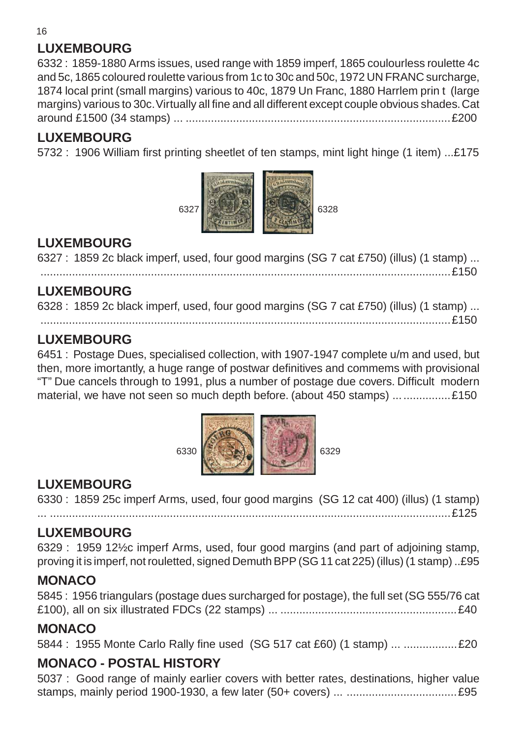## LUXEMBOURG

6332 : 1859-1880 Arms issues, used range with 1859 imperf, 1865 coulourless roulette 4c and 5c, 1865 coloured roulette various from 1c to 30c and 50c, 1972 UN FRANC surcharge, 1874 local print (small margins) various to 40c, 1879 Un Franc, 1880 Harrlem prin t (large margins) various to 30c. Virtually all fine and all different except couple obvious shades. Cat around £1500 (34 stamps) ... ....................................................................................£200

## LUXEMBOURG

5732 : 1906 William first printing sheetlet of ten stamps, mint light hinge (1 item) ...£175

6327 6328

## LUXEMBOURG

6327 : 1859 2c black imperf, used, four good margins (SG 7 cat £750) (illus) (1 stamp) ... ....................................................................................................................£150

## LUXEMBOURG

6328 : 1859 2c black imperf, used, four good margins (SG 7 cat £750) (illus) (1 stamp) ... ....................................................................................................................£150

## LUXEMBOURG

6451 : Postage Dues, specialised collection, with 1907-1947 complete u/m and used, but then, more imortantly, a huge range of postwar definitives and commems with provisional "T" Due cancels through to 1991, plus a number of postage due covers. Difficult modern material, we have not seen so much depth before. (about 450 stamps) ... ...............£150

6330 6329

## LUXEMBOURG

6330 : 1859 25c imperf Arms, used, four good margins (SG 12 cat 400) (illus) (1 stamp) ... ................................................................................................................£125

## LUXEMBOURG

6329 : 1959 12½c imperf Arms, used, four good margins (and part of adjoining stamp, proving it is imperf, not rouletted, signed Demuth BPP (SG 11 cat 225) (illus) (1 stamp) ..£95

## MONACO

5845 : 1956 triangulars (postage dues surcharged for postage), the full set (SG 555/76 cat £100), all on six illustrated FDCs (22 stamps) ... ........................................................£40

## MONACO

5844 : 1955 Monte Carlo Rally fine used (SG 517 cat £60) (1 stamp) ... .................£20

## MONACO - POSTAL HISTORY

5037 : Good range of mainly earlier covers with better rates, destinations, higher value stamps, mainly period 1900-1930, a few later (50+ covers) ... ...................................£95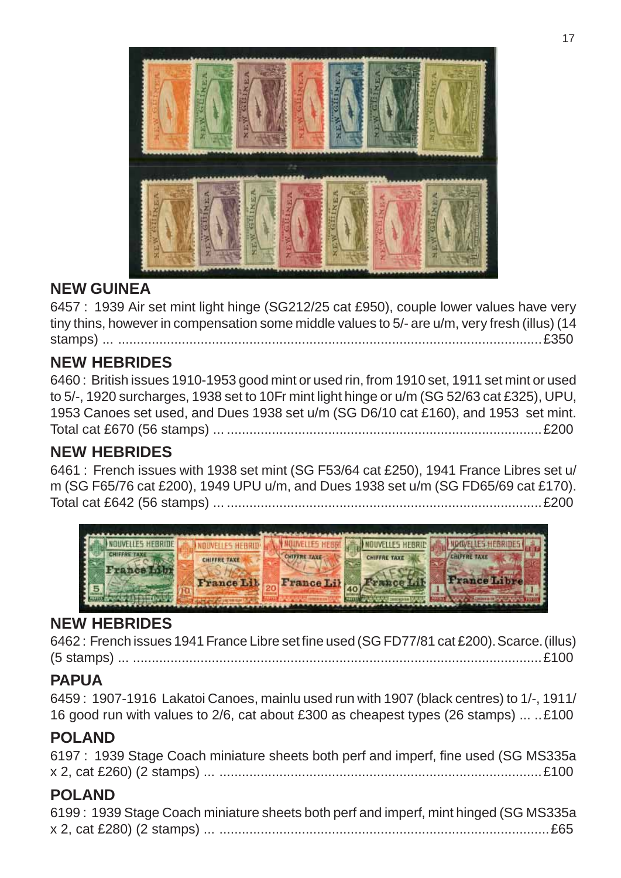## NEW GUINEA

6457 : 1939 Air set mint light hinge (SG212/25 cat £950), couple lower values have very tiny thins, however in compensation some middle values to 5/- are u/m, very fresh (illus) (14 stamps) ... ................................................................................................................£350

## NEW HEBRIDES

6460 : British issues 1910-1953 good mint or used rin, from 1910 set, 1911 set mint or used to 5/-, 1920 surcharges, 1938 set to 10Fr mint light hinge or u/m (SG 52/63 cat £325), UPU, 1953 Canoes set used, and Dues 1938 set u/m (SG D6/10 cat £160), and 1953 set mint. Total cat £670 (56 stamps) ... ....................................................................................£200

## NEW HEBRIDES

6461 : French issues with 1938 set mint (SG F53/64 cat £250), 1941 France Libres set u/m (SG F65/76 cat £200), 1949 UPU u/m, and Dues 1938 set u/m (SG FD65/69 cat £170). Total cat £642 (56 stamps) ... ....................................................................................£200

## NEW HEBRIDES

6462 : French issues 1941 France Libre set fine used (SG FD77/81 cat £200). Scarce. (illus) (5 stamps) ... .............................................................................................................£100

## PAPUA

6459 : 1907-1916 Lakatoi Canoes, mainlu used run with 1907 (black centres) to 1/-, 1911/16 good run with values to 2/6, cat about £300 as cheapest types (26 stamps) ... ..£100

## POLAND

6197 : 1939 Stage Coach miniature sheets both perf and imperf, fine used (SG MS335a x 2, cat £260) (2 stamps) ... ......................................................................................£100

## POLAND

6199 : 1939 Stage Coach miniature sheets both perf and imperf, mint hinged (SG MS335a x 2, cat £280) (2 stamps) ... ........................................................................................£65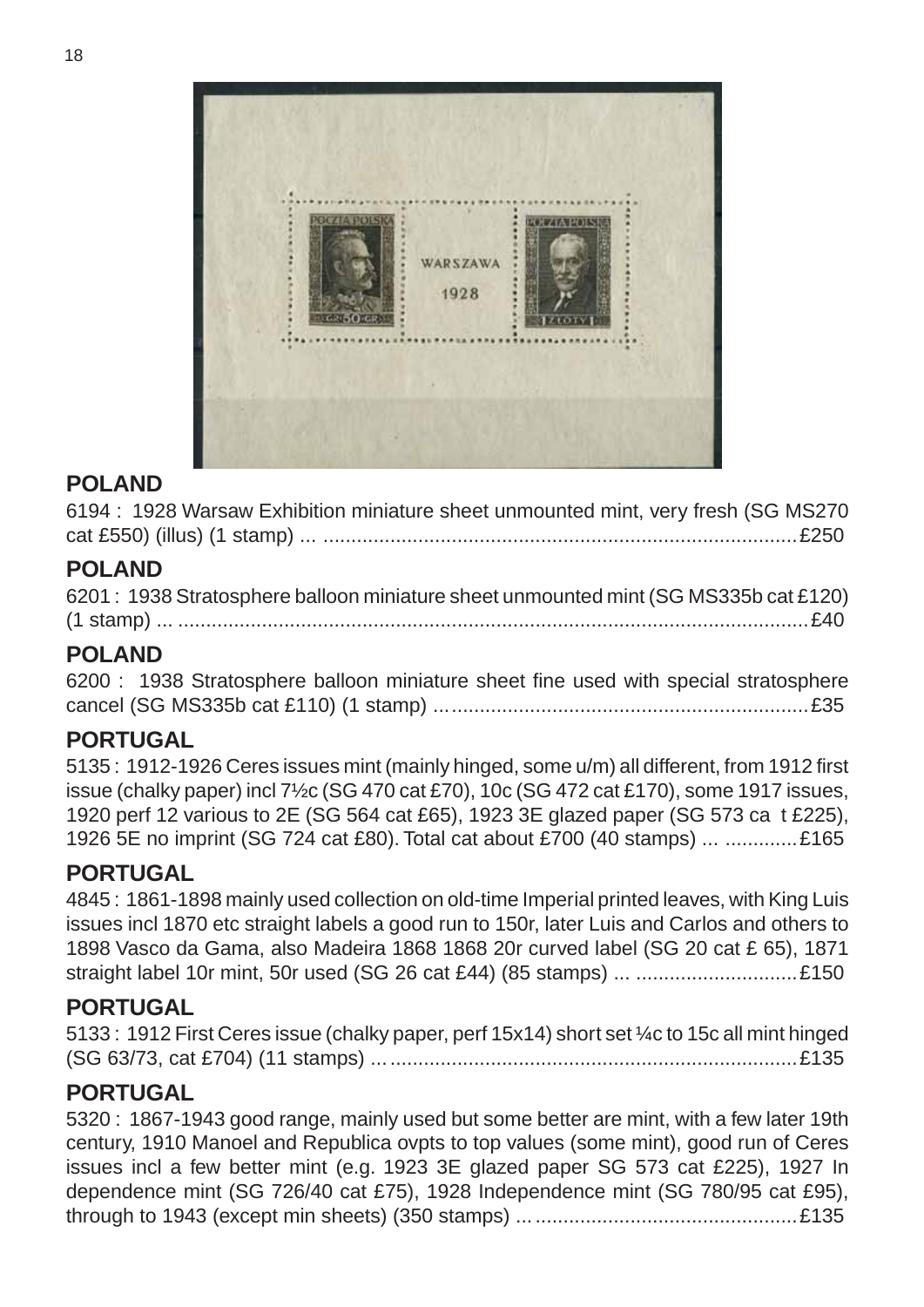## POLAND

6194 : 1928 Warsaw Exhibition miniature sheet unmounted mint, very fresh (SG MS270 cat £550) (illus) (1 stamp) ... .................................................................................... £250

## POLAND

6201 : 1938 Stratosphere balloon miniature sheet unmounted mint (SG MS335b cat £120) (1 stamp) ... ................................................................................................................ £40

## POLAND

6200 : 1938 Stratosphere balloon miniature sheet fine used with special stratosphere cancel (SG MS335b cat £110) (1 stamp) ... ................................................................ £35

## PORTUGAL

5135 : 1912-1926 Ceres issues mint (mainly hinged, some u/m) all different, from 1912 first issue (chalky paper) incl 7½c (SG 470 cat £70), 10c (SG 472 cat £170), some 1917 issues, 1920 perf 12 various to 2E (SG 564 cat £65), 1923 3E glazed paper (SG 573 ca t £225), 1926 5E no imprint (SG 724 cat £80). Total cat about £700 (40 stamps) ... ............. £165

## PORTUGAL

4845 : 1861-1898 mainly used collection on old-time Imperial printed leaves, with King Luis issues incl 1870 etc straight labels a good run to 150r, later Luis and Carlos and others to 1898 Vasco da Gama, also Madeira 1868 1868 20r curved label (SG 20 cat £ 65), 1871 straight label 10r mint, 50r used (SG 26 cat £44) (85 stamps) ... ............................ £150

## PORTUGAL

5133 : 1912 First Ceres issue (chalky paper, perf 15x14) short set ¼c to 15c all mint hinged (SG 63/73, cat £704) (11 stamps) ... ......................................................................... £135

## PORTUGAL

5320 : 1867-1943 good range, mainly used but some better are mint, with a few later 19th century, 1910 Manoel and Republica ovpts to top values (some mint), good run of Ceres issues incl a few better mint (e.g. 1923 3E glazed paper SG 573 cat £225), 1927 In dependence mint (SG 726/40 cat £75), 1928 Independence mint (SG 780/95 cat £95), through to 1943 (except min sheets) (350 stamps) ... ............................................... £135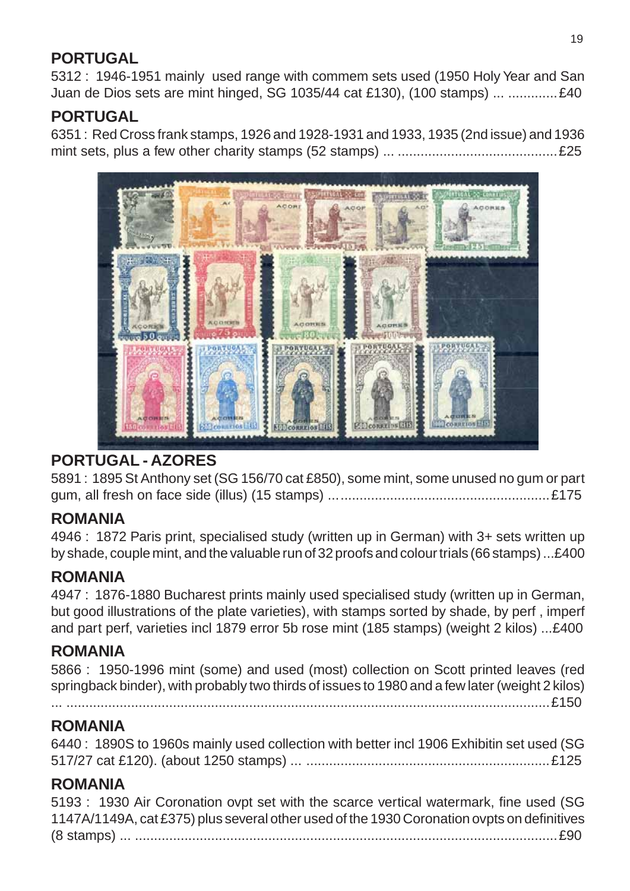## PORTUGAL

5312 : 1946-1951 mainly used range with commem sets used (1950 Holy Year and San Juan de Dios sets are mint hinged, SG 1035/44 cat £130), (100 stamps) ... .............£40

## PORTUGAL

6351 : Red Cross frank stamps, 1926 and 1928-1931 and 1933, 1935 (2nd issue) and 1936 mint sets, plus a few other charity stamps (52 stamps) ... ..........................................£25

## PORTUGAL - AZORES

5891 : 1895 St Anthony set (SG 156/70 cat £850), some mint, some unused no gum or part gum, all fresh on face side (illus) (15 stamps) ... .....................................................£175

## ROMANIA

4946 : 1872 Paris print, specialised study (written up in German) with 3+ sets written up by shade, couple mint, and the valuable run of 32 proofs and colour trials (66 stamps) ...£400

## ROMANIA

4947 : 1876-1880 Bucharest prints mainly used specialised study (written up in German, but good illustrations of the plate varieties), with stamps sorted by shade, by perf , imperf and part perf, varieties incl 1879 error 5b rose mint (185 stamps) (weight 2 kilos) ...£400

## ROMANIA

5866 : 1950-1996 mint (some) and used (most) collection on Scott printed leaves (red springback binder), with probably two thirds of issues to 1980 and a few later (weight 2 kilos) ... .................................................................................................................£150

## ROMANIA

6440 : 1890S to 1960s mainly used collection with better incl 1906 Exhibitin set used (SG 517/27 cat £120). (about 1250 stamps) ... ...............................................................£125

## ROMANIA

5193 : 1930 Air Coronation ovpt set with the scarce vertical watermark, fine used (SG 1147A/1149A, cat £375) plus several other used of the 1930 Coronation ovpts on definitives (8 stamps) ... ..............................................................................................................£90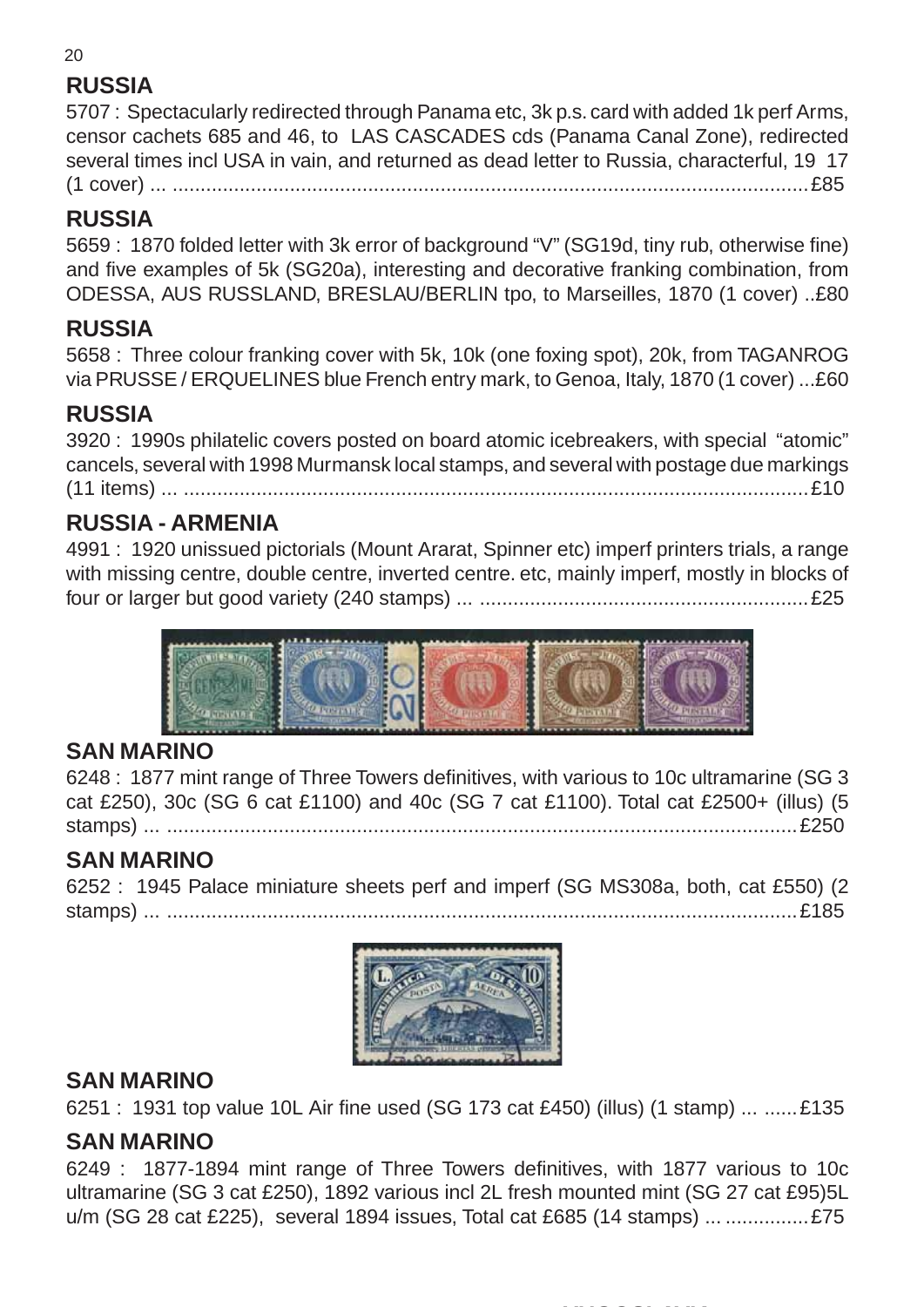## RUSSIA

5707 : Spectacularly redirected through Panama etc, 3k p.s. card with added 1k perf Arms, censor cachets 685 and 46, to LAS CASCADES cds (Panama Canal Zone), redirected several times incl USA in vain, and returned as dead letter to Russia, characterful, 19 17 (1 cover) ... ..................................................................................................................£85

## RUSSIA

5659 : 1870 folded letter with 3k error of background "V" (SG19d, tiny rub, otherwise fine) and five examples of 5k (SG20a), interesting and decorative franking combination, from ODESSA, AUS RUSSLAND, BRESLAU/BERLIN tpo, to Marseilles, 1870 (1 cover) ..£80

## RUSSIA

5658 : Three colour franking cover with 5k, 10k (one foxing spot), 20k, from TAGANROG via PRUSSE / ERQUELINES blue French entry mark, to Genoa, Italy, 1870 (1 cover) ...£60

## RUSSIA

3920 : 1990s philatelic covers posted on board atomic icebreakers, with special "atomic" cancels, several with 1998 Murmansk local stamps, and several with postage due markings (11 items) ... ...............................................................................................................£10

## RUSSIA - ARMENIA

4991 : 1920 unissued pictorials (Mount Ararat, Spinner etc) imperf printers trials, a range with missing centre, double centre, inverted centre. etc, mainly imperf, mostly in blocks of four or larger but good variety (240 stamps) ... ..........................................................£25

## SAN MARINO

6248 : 1877 mint range of Three Towers definitives, with various to 10c ultramarine (SG 3 cat £250), 30c (SG 6 cat £1100) and 40c (SG 7 cat £1100). Total cat £2500+ (illus) (5 stamps) ... .................................................................................................................£250

## SAN MARINO

6252 : 1945 Palace miniature sheets perf and imperf (SG MS308a, both, cat £550) (2 stamps) ... .................................................................................................................£185

## SAN MARINO

6251 : 1931 top value 10L Air fine used (SG 173 cat £450) (illus) (1 stamp) ... ......£135

## SAN MARINO

6249 : 1877-1894 mint range of Three Towers definitives, with 1877 various to 10c ultramarine (SG 3 cat £250), 1892 various incl 2L fresh mounted mint (SG 27 cat £95)5L u/m (SG 28 cat £225), several 1894 issues, Total cat £685 (14 stamps) ... ...............£75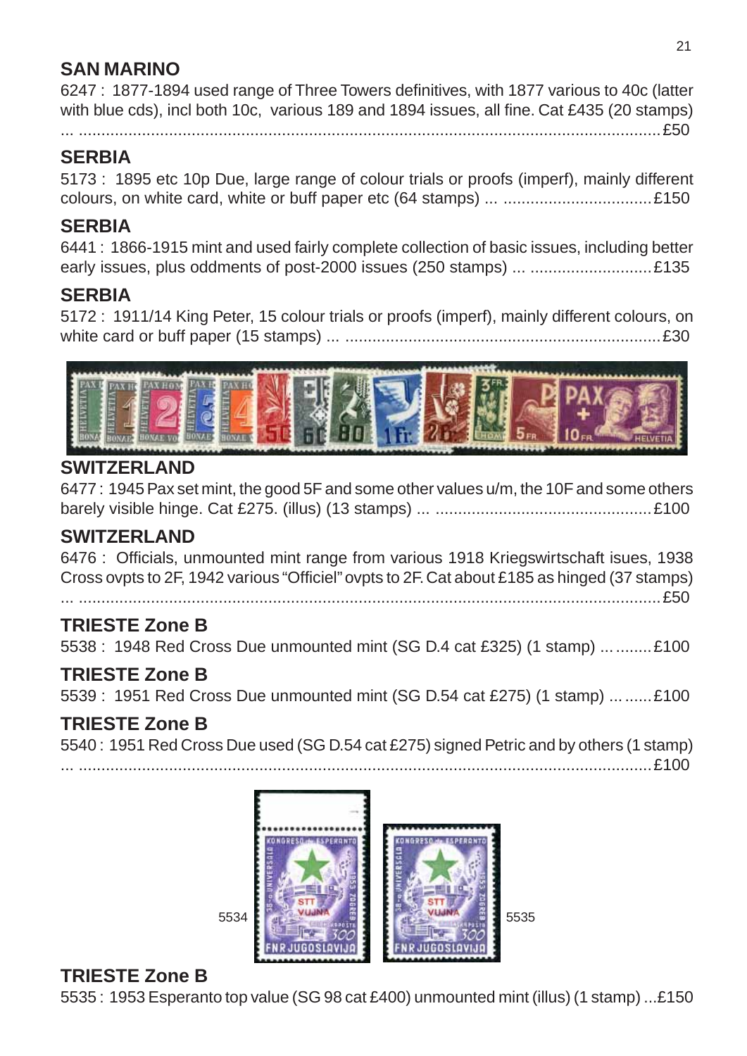## SAN MARINO

6247 : 1877-1894 used range of Three Towers definitives, with 1877 various to 40c (latter with blue cds), incl both 10c, various 189 and 1894 issues, all fine. Cat £435 (20 stamps) ... ......................................................................................................................£50

## SERBIA

5173 : 1895 etc 10p Due, large range of colour trials or proofs (imperf), mainly different colours, on white card, white or buff paper etc (64 stamps) ... .................................£150

## SERBIA

6441 : 1866-1915 mint and used fairly complete collection of basic issues, including better early issues, plus oddments of post-2000 issues (250 stamps) ... ...........................£135

## SERBIA

5172 : 1911/14 King Peter, 15 colour trials or proofs (imperf), mainly different colours, on white card or buff paper (15 stamps) ... ......................................................................£30

## SWITZERLAND

6477 : 1945 Pax set mint, the good 5F and some other values u/m, the 10F and some others barely visible hinge. Cat £275. (illus) (13 stamps) ... ................................................£100

## SWITZERLAND

6476 : Officials, unmounted mint range from various 1918 Kriegswirtschaft isues, 1938 Cross ovpts to 2F, 1942 various "Officiel" ovpts to 2F. Cat about £185 as hinged (37 stamps) ... ......................................................................................................................£50

## TRIESTE Zone B

5538 : 1948 Red Cross Due unmounted mint (SG D.4 cat £325) (1 stamp) ... ........£100

## TRIESTE Zone B

5539 : 1951 Red Cross Due unmounted mint (SG D.54 cat £275) (1 stamp) ... ......£100

## TRIESTE Zone B

5540 : 1951 Red Cross Due used (SG D.54 cat £275) signed Petric and by others (1 stamp) ... ......................................................................................................................£100

5534 5535

## TRIESTE Zone B

5535 : 1953 Esperanto top value (SG 98 cat £400) unmounted mint (illus) (1 stamp) ...£150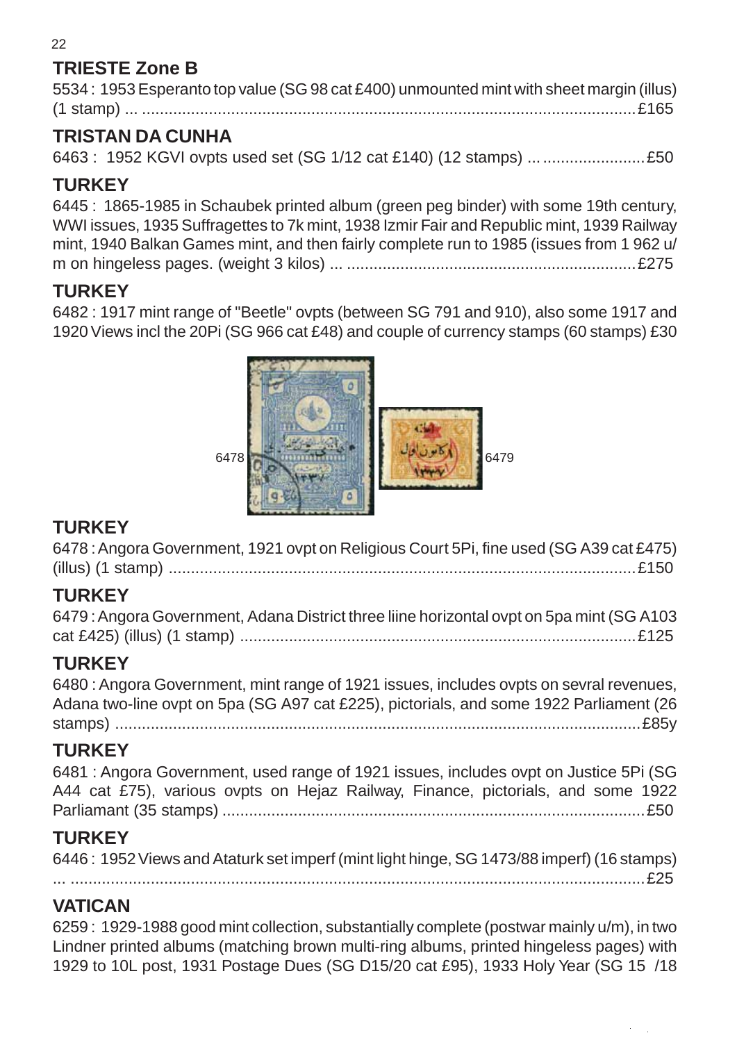## TRIESTE Zone B

5534 : 1953 Esperanto top value (SG 98 cat £400) unmounted mint with sheet margin (illus) (1 stamp) ... ...............................................................................................................£165

## TRISTAN DA CUNHA

6463 : 1952 KGVI ovpts used set (SG 1/12 cat £140) (12 stamps) ... .......................£50

## TURKEY

6445 : 1865-1985 in Schaubek printed album (green peg binder) with some 19th century, WWI issues, 1935 Suffragettes to 7k mint, 1938 Izmir Fair and Republic mint, 1939 Railway mint, 1940 Balkan Games mint, and then fairly complete run to 1985 (issues from 1 962 u/m on hingeless pages. (weight 3 kilos) ... .................................................................£275

## TURKEY

6482 : 1917 mint range of "Beetle" ovpts (between SG 791 and 910), also some 1917 and 1920 Views incl the 20Pi (SG 966 cat £48) and couple of currency stamps (60 stamps) £30

6478

6479

## TURKEY

6478 : Angora Government, 1921 ovpt on Religious Court 5Pi, fine used (SG A39 cat £475) (illus) (1 stamp) .........................................................................................................£150

## TURKEY

6479 : Angora Government, Adana District three liine horizontal ovpt on 5pa mint (SG A103 cat £425) (illus) (1 stamp) .........................................................................................£125

## TURKEY

6480 : Angora Government, mint range of 1921 issues, includes ovpts on sevral revenues, Adana two-line ovpt on 5pa (SG A97 cat £225), pictorials, and some 1922 Parliament (26 stamps) ........................................................................................................................£85y

## TURKEY

6481 : Angora Government, used range of 1921 issues, includes ovpt on Justice 5Pi (SG A44 cat £75), various ovpts on Hejaz Railway, Finance, pictorials, and some 1922 Parliamant (35 stamps) ...............................................................................................£50

## TURKEY

6446 : 1952 Views and Ataturk set imperf (mint light hinge, SG 1473/88 imperf) (16 stamps) ... ..................................................................................................................................£25

## VATICAN

6259 : 1929-1988 good mint collection, substantially complete (postwar mainly u/m), in two Lindner printed albums (matching brown multi-ring albums, printed hingeless pages) with 1929 to 10L post, 1931 Postage Dues (SG D15/20 cat £95), 1933 Holy Year (SG 15 /18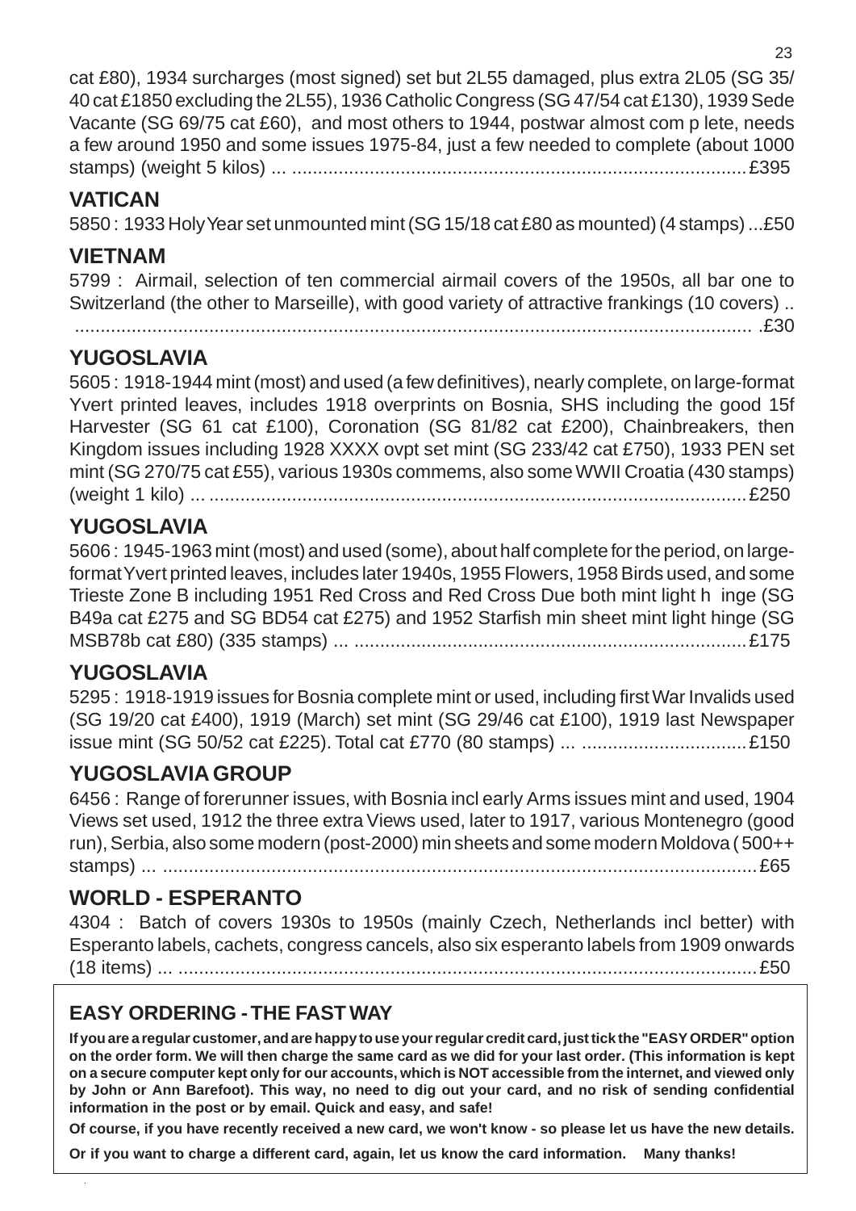cat £80), 1934 surcharges (most signed) set but 2L55 damaged, plus extra 2L05 (SG 35/40 cat £1850 excluding the 2L55), 1936 Catholic Congress (SG 47/54 cat £130), 1939 Sede Vacante (SG 69/75 cat £60), and most others to 1944, postwar almost com p lete, needs a few around 1950 and some issues 1975-84, just a few needed to complete (about 1000 stamps) (weight 5 kilos) ... ........................................................................................£395

## VATICAN

5850 : 1933 Holy Year set unmounted mint (SG 15/18 cat £80 as mounted) (4 stamps) ...£50

## VIETNAM

5799 : Airmail, selection of ten commercial airmail covers of the 1950s, all bar one to Switzerland (the other to Marseille), with good variety of attractive frankings (10 covers) .. .....................................................................................................................................£30

## YUGOSLAVIA

5605 : 1918-1944 mint (most) and used (a few definitives), nearly complete, on large-format Yvert printed leaves, includes 1918 overprints on Bosnia, SHS including the good 15f Harvester (SG 61 cat £100), Coronation (SG 81/82 cat £200), Chainbreakers, then Kingdom issues including 1928 XXXX ovpt set mint (SG 233/42 cat £750), 1933 PEN set mint (SG 270/75 cat £55), various 1930s commems, also some WWII Croatia (430 stamps) (weight 1 kilo) ... ........................................................................................................£250

## YUGOSLAVIA

5606 : 1945-1963 mint (most) and used (some), about half complete for the period, on large-format Yvert printed leaves, includes later 1940s, 1955 Flowers, 1958 Birds used, and some Trieste Zone B including 1951 Red Cross and Red Cross Due both mint light h inge (SG B49a cat £275 and SG BD54 cat £275) and 1952 Starfish min sheet mint light hinge (SG MSB78b cat £80) (335 stamps) ... ............................................................................£175

## YUGOSLAVIA

5295 : 1918-1919 issues for Bosnia complete mint or used, including first War Invalids used (SG 19/20 cat £400), 1919 (March) set mint (SG 29/46 cat £100), 1919 last Newspaper issue mint (SG 50/52 cat £225). Total cat £770 (80 stamps) ... ................................£150

## YUGOSLAVIA GROUP

6456 : Range of forerunner issues, with Bosnia incl early Arms issues mint and used, 1904 Views set used, 1912 the three extra Views used, later to 1917, various Montenegro (good run), Serbia, also some modern (post-2000) min sheets and some modern Moldova ( 500++ stamps) ... ...................................................................................................................£65

## WORLD - ESPERANTO

4304 : Batch of covers 1930s to 1950s (mainly Czech, Netherlands incl better) with Esperanto labels, cachets, congress cancels, also six esperanto labels from 1909 onwards (18 items) ... ................................................................................................................£50

## EASY ORDERING - THE FAST WAY

**If you are a regular customer, and are happy to use your regular credit card, just tick the "EASY ORDER" option on the order form. We will then charge the same card as we did for your last order. (This information is kept on a secure computer kept only for our accounts, which is NOT accessible from the internet, and viewed only by John or Ann Barefoot). This way, no need to dig out your card, and no risk of sending confidential information in the post or by email. Quick and easy, and safe!**

**Of course, if you have recently received a new card, we won't know - so please let us have the new details.**

**Or if you want to charge a different card, again, let us know the card information. Many thanks!**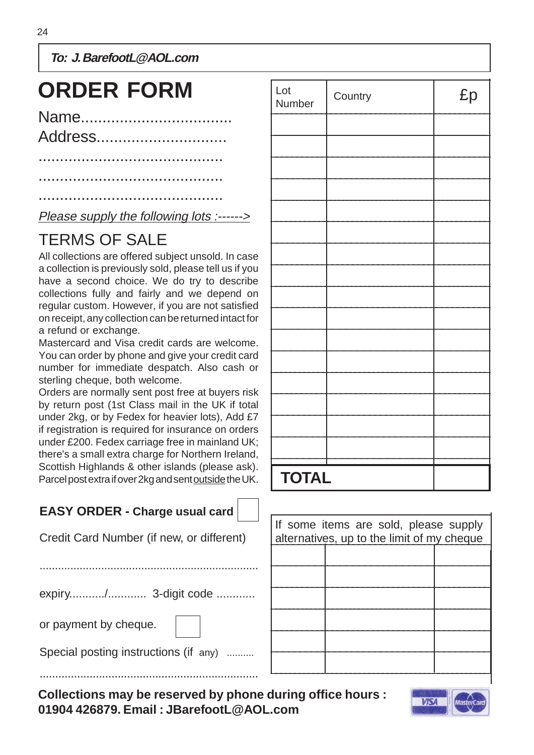**To: J. BarefootL@AOL.com**

# ORDER FORM

Name...................................

Address.............................

...........................................

...........................................

...........................................

*Please supply the following lots :------>*

| Lot Number | Country | £p |
|---|---|---|
| | | |
| | | |
| | | |
| | | |
| | | |
| | | |
| | | |
| | | |
| | | |
| | | |
| | | |
| | | |
| | | |
| | | |
| | | |
| | | |
| **TOTAL** | | |

## TERMS OF SALE

All collections are offered subject unsold. In case a collection is previously sold, please tell us if you have a second choice. We do try to describe collections fully and fairly and we depend on regular custom. However, if you are not satisfied on receipt, any collection can be returned intact for a refund or exchange.

Mastercard and Visa credit cards are welcome. You can order by phone and give your credit card number for immediate despatch. Also cash or sterling cheque, both welcome.

Orders are normally sent post free at buyers risk by return post (1st Class mail in the UK if total under 2kg, or by Fedex for heavier lots), Add £7 if registration is required for insurance on orders under £200. Fedex carriage free in mainland UK; there's a small extra charge for Northern Ireland, Scottish Highlands & other islands (please ask). Parcel post extra if over 2kg and sent outside the UK.

**EASY ORDER - Charge usual card** ☐

Credit Card Number (if new, or different)

......................................................................

expiry.........../............ 3-digit code ............

or payment by cheque. ☐

Special posting instructions (if any) ..........

......................................................................

If some items are sold, please supply alternatives, up to the limit of my cheque

| | | |
|---|---|---|
| | | |
| | | |
| | | |
| | | |
| | | |
| | | |

**Collections may be reserved by phone during office hours : 01904 426879. Email : JBarefootL@AOL.com**